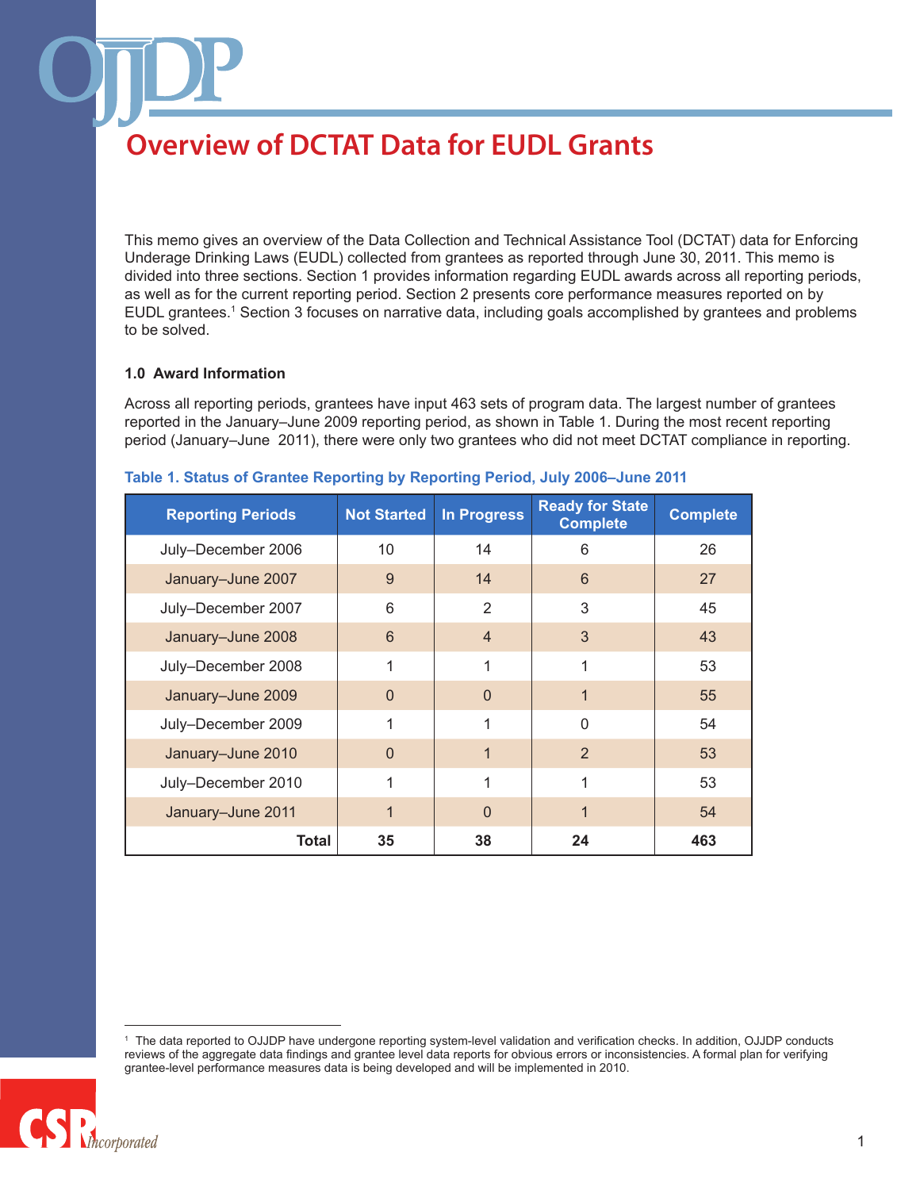# Overview of DCTAT Data for EUDL Grants

This memo gives an overview of the Data Collection and Technical Assistance Tool (DCTAT) data for Enforcing Underage Drinking Laws (EUDL) collected from grantees as reported through June 30, 2011. This memo is divided into three sections. Section 1 provides information regarding EUDL awards across all reporting periods, as well as for the current reporting period. Section 2 presents core performance measures reported on by EUDL grantees.[1] Section 3 focuses on narrative data, including goals accomplished by grantees and problems to be solved.

## 1.0 Award Information

Across all reporting periods, grantees have input 463 sets of program data. The largest number of grantees reported in the January–June 2009 reporting period, as shown in Table 1. During the most recent reporting period (January–June 2011), there were only two grantees who did not meet DCTAT compliance in reporting.

**Table 1. Status of Grantee Reporting by Reporting Period, July 2006–June 2011**

| Reporting Periods | Not Started | In Progress | Ready for State Complete | Complete |
|---|---|---|---|---|
| July–December 2006 | 10 | 14 | 6 | 26 |
| January–June 2007 | 9 | 14 | 6 | 27 |
| July–December 2007 | 6 | 2 | 3 | 45 |
| January–June 2008 | 6 | 4 | 3 | 43 |
| July–December 2008 | 1 | 1 | 1 | 53 |
| January–June 2009 | 0 | 0 | 1 | 55 |
| July–December 2009 | 1 | 1 | 0 | 54 |
| January–June 2010 | 0 | 1 | 2 | 53 |
| July–December 2010 | 1 | 1 | 1 | 53 |
| January–June 2011 | 1 | 0 | 1 | 54 |
| **Total** | **35** | **38** | **24** | **463** |

[1] The data reported to OJJDP have undergone reporting system-level validation and verification checks. In addition, OJJDP conducts reviews of the aggregate data findings and grantee level data reports for obvious errors or inconsistencies. A formal plan for verifying grantee-level performance measures data is being developed and will be implemented in 2010.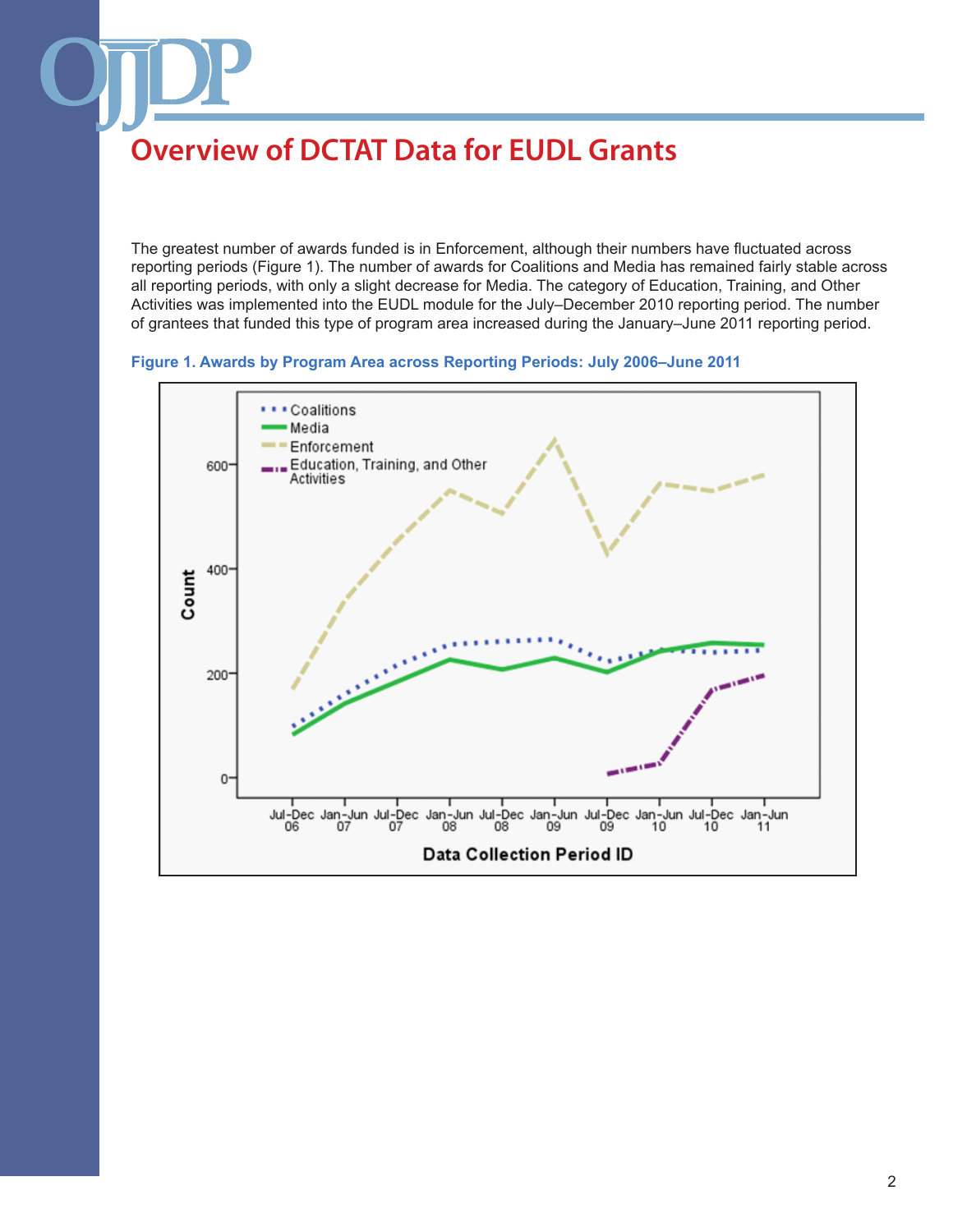# Overview of DCTAT Data for EUDL Grants

The greatest number of awards funded is in Enforcement, although their numbers have fluctuated across reporting periods (Figure 1). The number of awards for Coalitions and Media has remained fairly stable across all reporting periods, with only a slight decrease for Media. The category of Education, Training, and Other Activities was implemented into the EUDL module for the July–December 2010 reporting period. The number of grantees that funded this type of program area increased during the January–June 2011 reporting period.

**Figure 1. Awards by Program Area across Reporting Periods: July 2006–June 2011**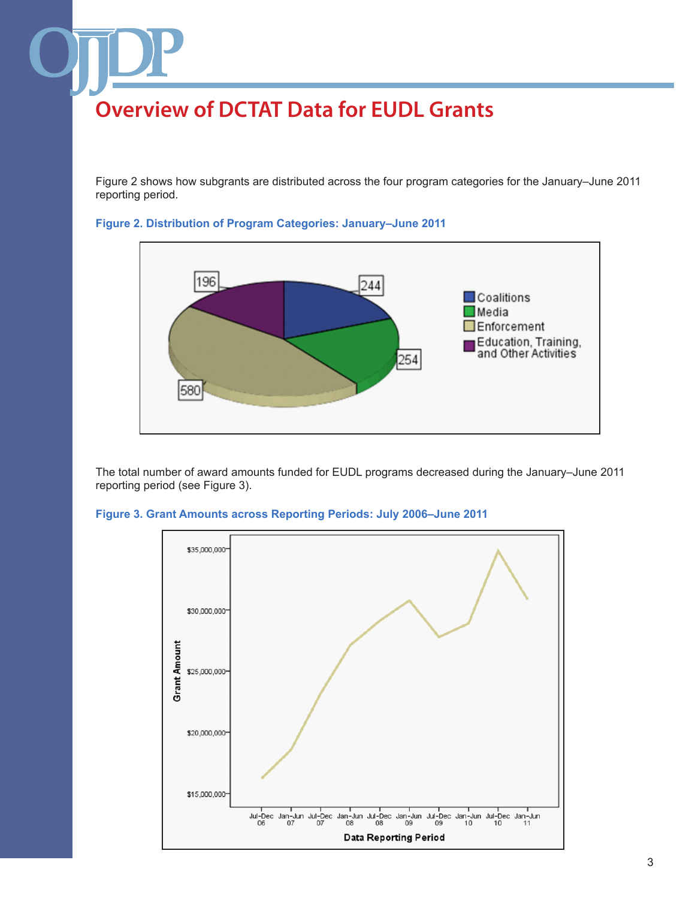# Overview of DCTAT Data for EUDL Grants

Figure 2 shows how subgrants are distributed across the four program categories for the January–June 2011 reporting period.

**Figure 2. Distribution of Program Categories: January–June 2011**

The total number of award amounts funded for EUDL programs decreased during the January–June 2011 reporting period (see Figure 3).

**Figure 3. Grant Amounts across Reporting Periods: July 2006–June 2011**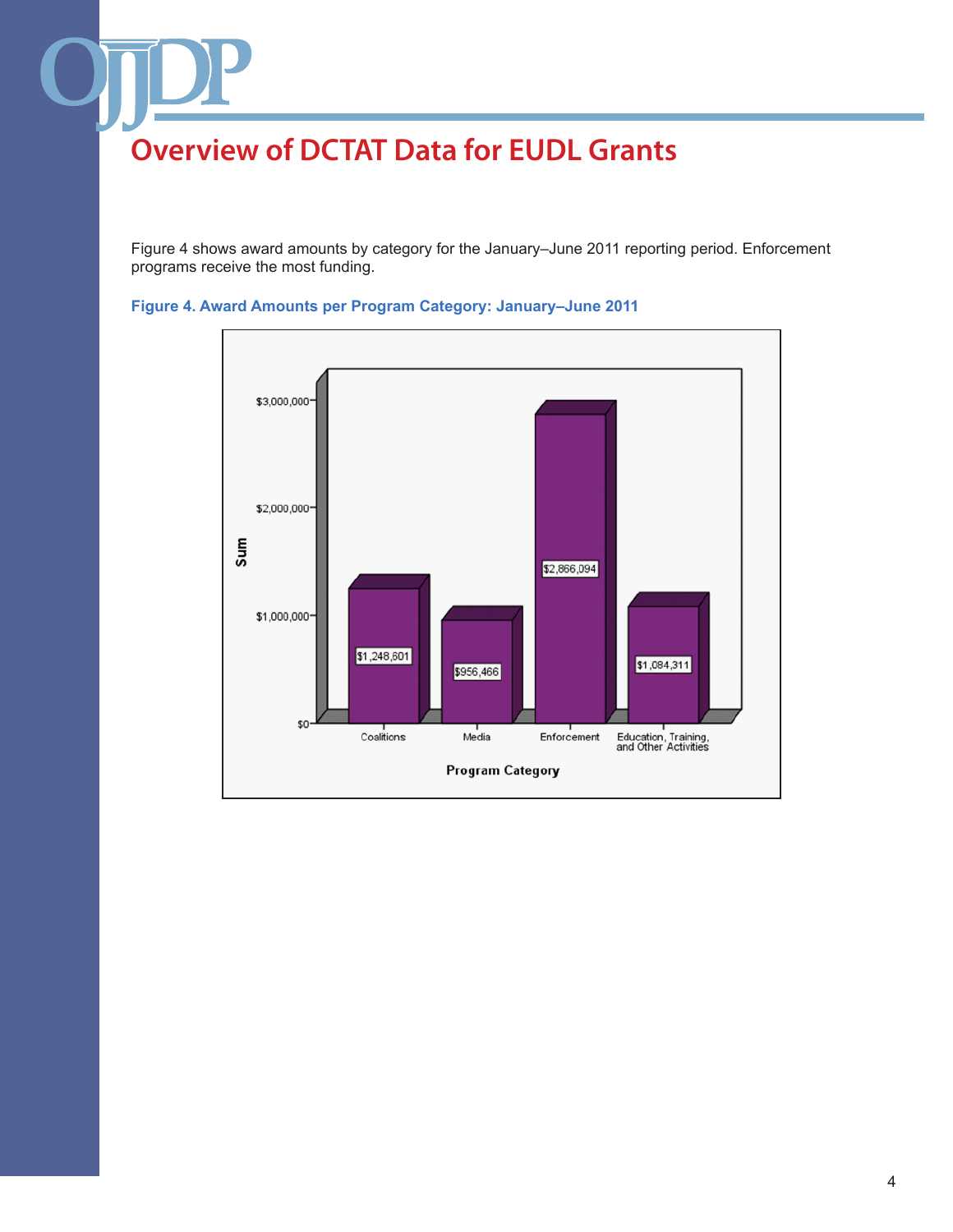# Overview of DCTAT Data for EUDL Grants

Figure 4 shows award amounts by category for the January–June 2011 reporting period. Enforcement programs receive the most funding.

**Figure 4. Award Amounts per Program Category: January–June 2011**

| Program Category | Sum |
|---|---|
| Coalitions | $1,248,601 |
| Media | $956,466 |
| Enforcement | $2,866,094 |
| Education, Training, and Other Activities | $1,084,311 |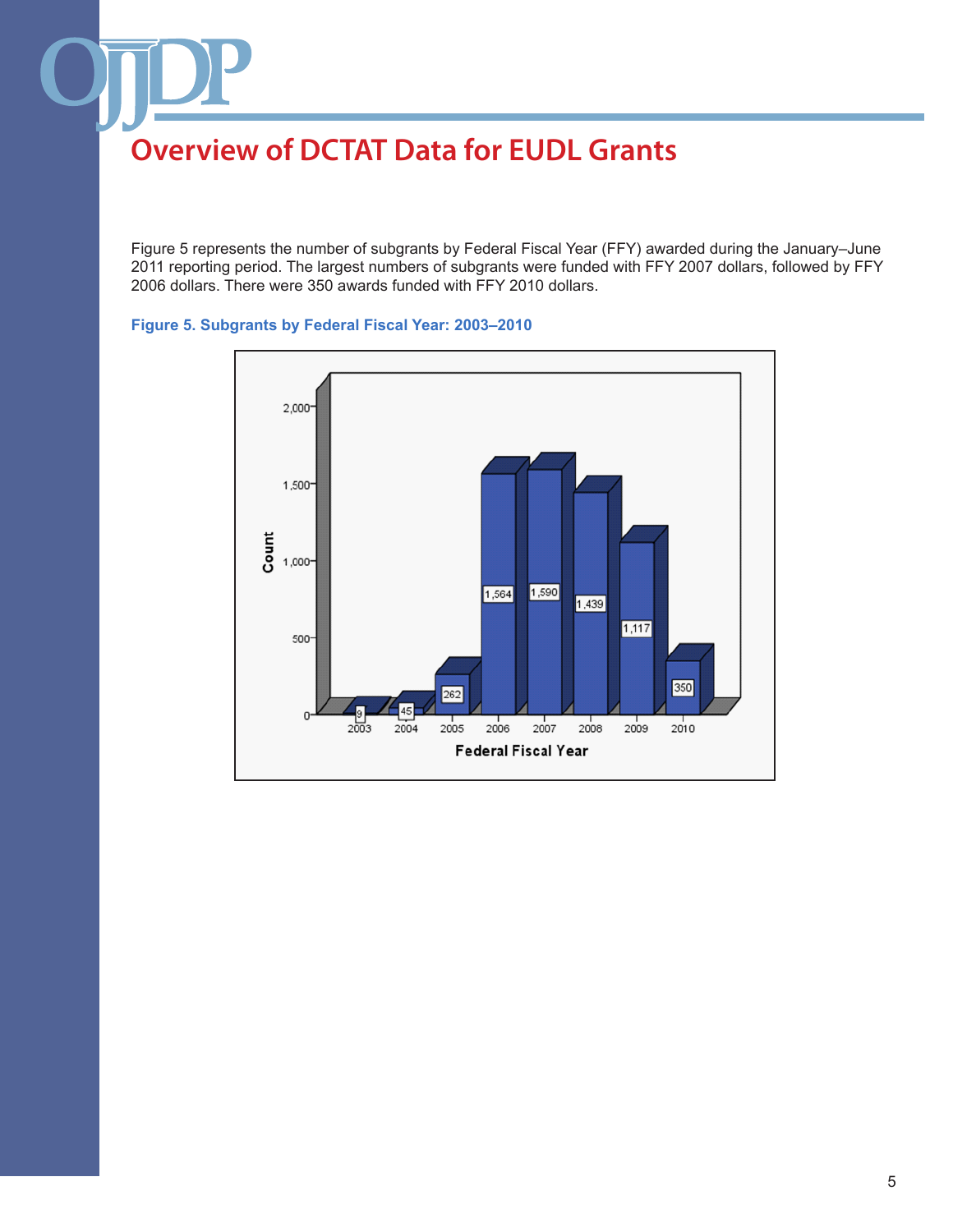# Overview of DCTAT Data for EUDL Grants

Figure 5 represents the number of subgrants by Federal Fiscal Year (FFY) awarded during the January–June 2011 reporting period. The largest numbers of subgrants were funded with FFY 2007 dollars, followed by FFY 2006 dollars. There were 350 awards funded with FFY 2010 dollars.

**Figure 5. Subgrants by Federal Fiscal Year: 2003–2010**

| Federal Fiscal Year | Count |
|---|---|
| 2003 | 9 |
| 2004 | 45 |
| 2005 | 262 |
| 2006 | 1,564 |
| 2007 | 1,590 |
| 2008 | 1,439 |
| 2009 | 1,117 |
| 2010 | 350 |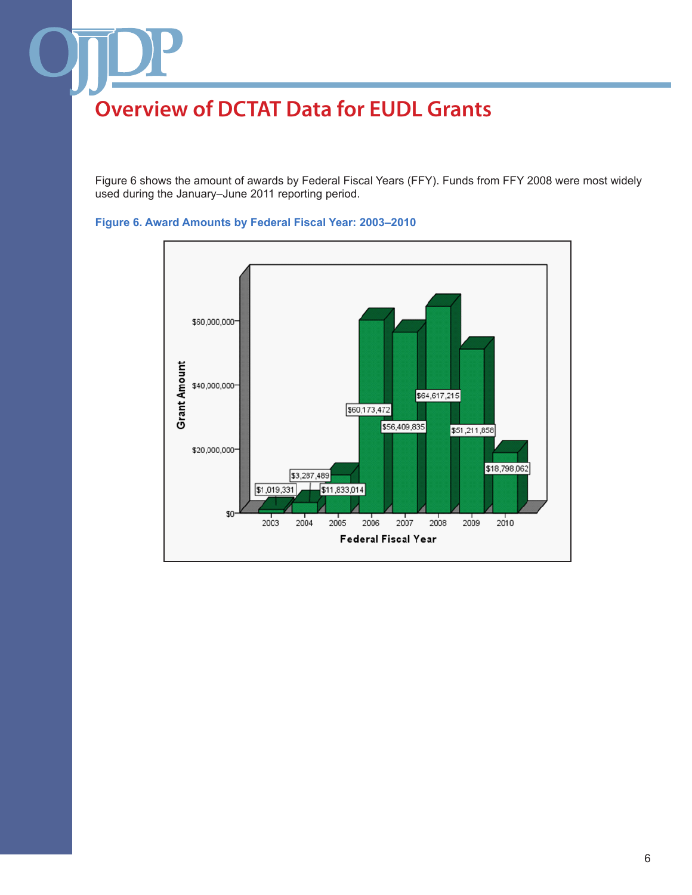# Overview of DCTAT Data for EUDL Grants

Figure 6 shows the amount of awards by Federal Fiscal Years (FFY). Funds from FFY 2008 were most widely used during the January–June 2011 reporting period.

**Figure 6. Award Amounts by Federal Fiscal Year: 2003–2010**

| Federal Fiscal Year | Grant Amount |
|---|---|
| 2003 | $1,019,331 |
| 2004 | $3,287,489 |
| 2005 | $11,833,014 |
| 2006 | $60,173,472 |
| 2007 | $56,409,835 |
| 2008 | $64,617,215 |
| 2009 | $51,211,858 |
| 2010 | $18,798,062 |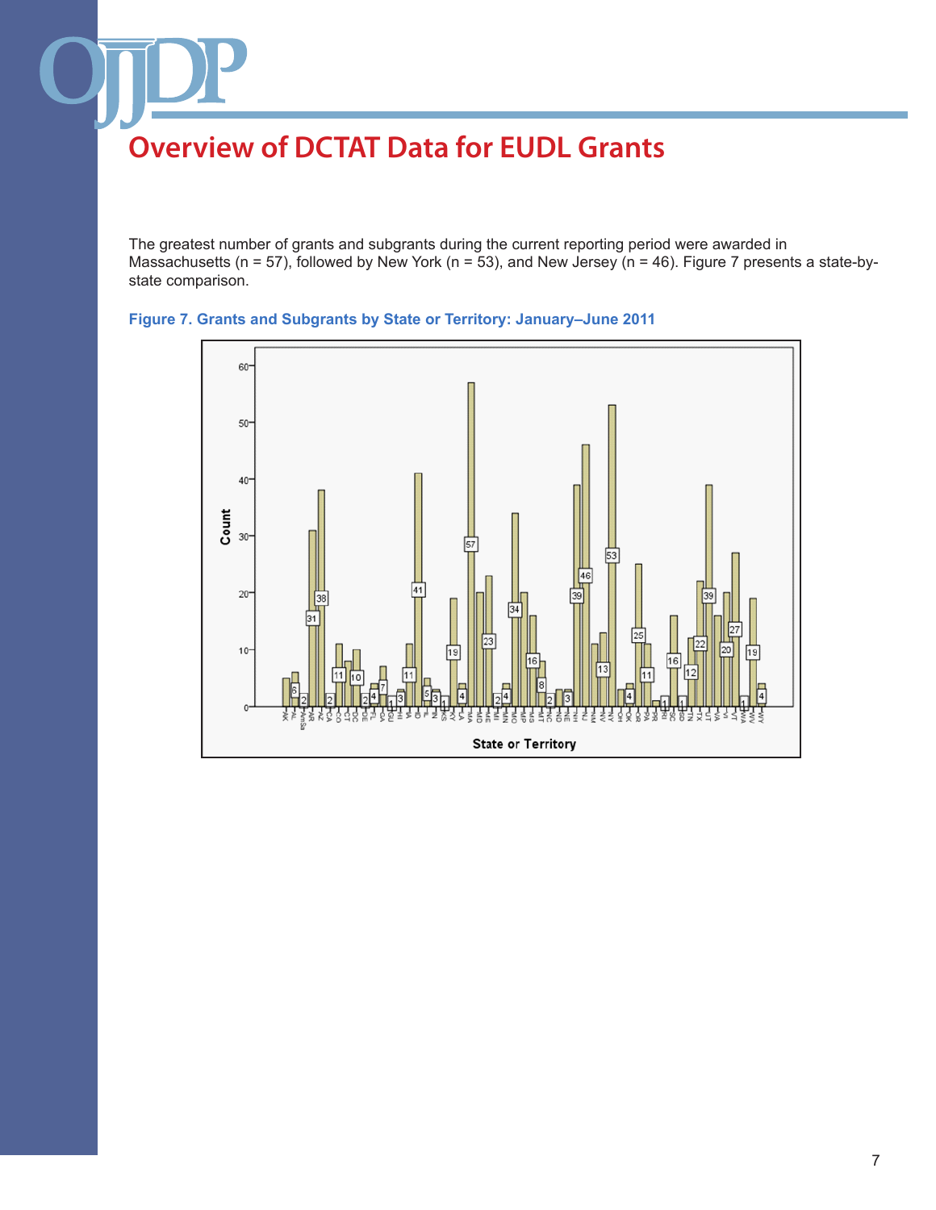# Overview of DCTAT Data for EUDL Grants

The greatest number of grants and subgrants during the current reporting period were awarded in Massachusetts (n = 57), followed by New York (n = 53), and New Jersey (n = 46). Figure 7 presents a state-by-state comparison.

**Figure 7. Grants and Subgrants by State or Territory: January–June 2011**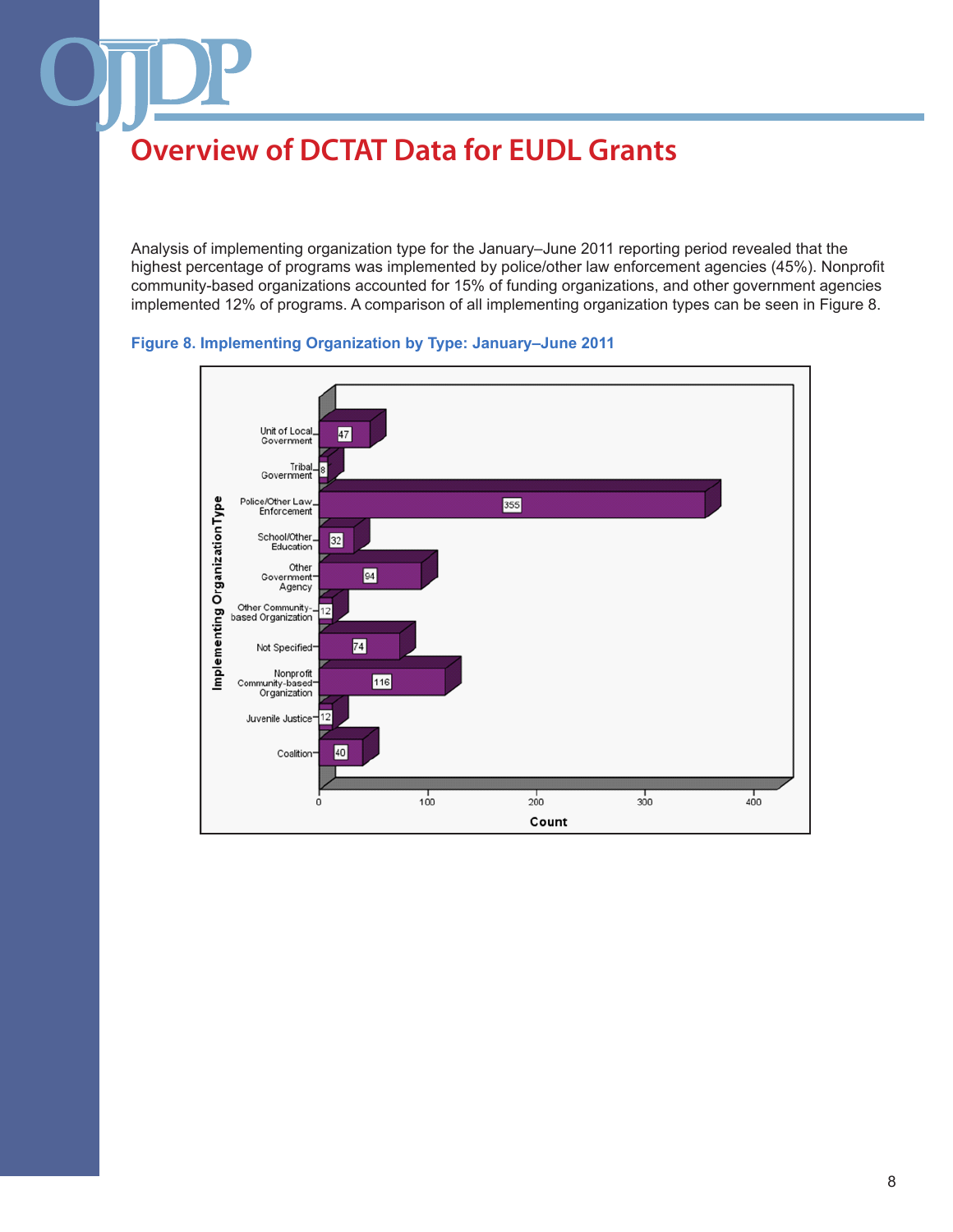# Overview of DCTAT Data for EUDL Grants

Analysis of implementing organization type for the January–June 2011 reporting period revealed that the highest percentage of programs was implemented by police/other law enforcement agencies (45%). Nonprofit community-based organizations accounted for 15% of funding organizations, and other government agencies implemented 12% of programs. A comparison of all implementing organization types can be seen in Figure 8.

**Figure 8. Implementing Organization by Type: January–June 2011**

| Implementing Organization Type | Count |
|---|---|
| Unit of Local Government | 47 |
| Tribal Government | 8 |
| Police/Other Law Enforcement | 355 |
| School/Other Education | 32 |
| Other Government Agency | 94 |
| Other Community-based Organization | 12 |
| Not Specified | 74 |
| Nonprofit Community-based Organization | 116 |
| Juvenile Justice | 12 |
| Coalition | 40 |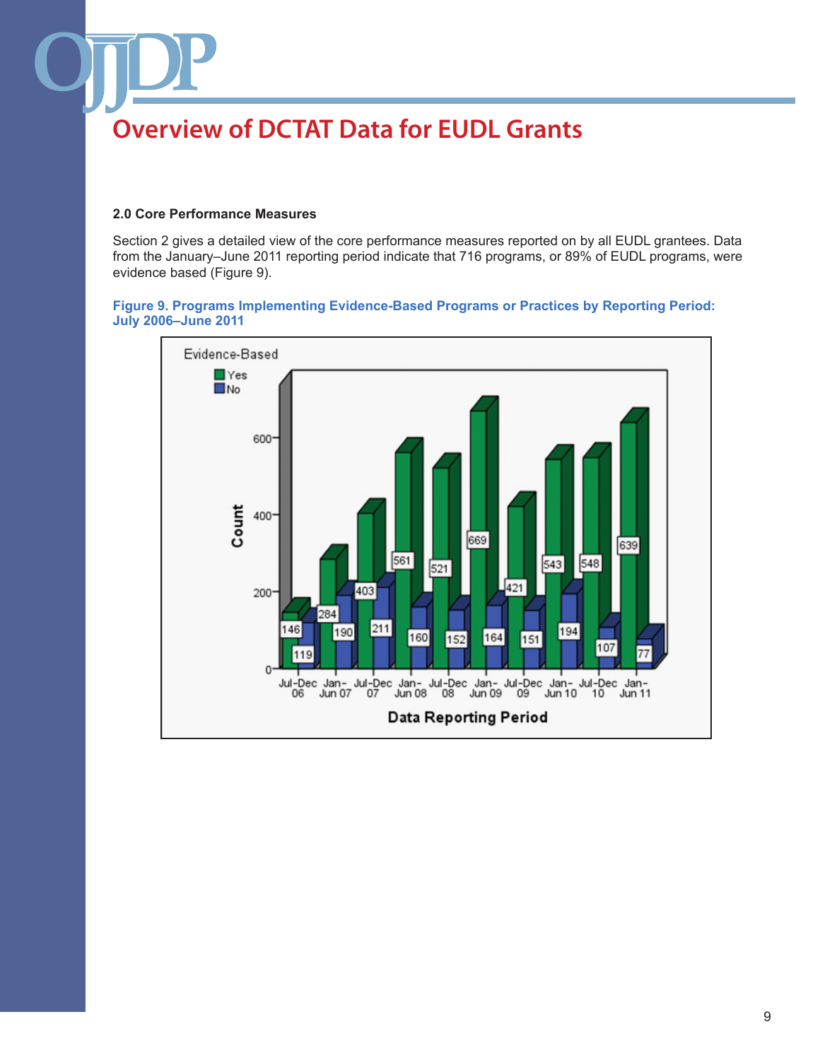# Overview of DCTAT Data for EUDL Grants

### 2.0 Core Performance Measures

Section 2 gives a detailed view of the core performance measures reported on by all EUDL grantees. Data from the January–June 2011 reporting period indicate that 716 programs, or 89% of EUDL programs, were evidence based (Figure 9).

**Figure 9. Programs Implementing Evidence-Based Programs or Practices by Reporting Period: July 2006–June 2011**

| Data Reporting Period | Yes | No |
|---|---|---|
| Jul-Dec 06 | 146 | 119 |
| Jan-Jun 07 | 284 | 190 |
| Jul-Dec 07 | 403 | 211 |
| Jan-Jun 08 | 561 | 160 |
| Jul-Dec 08 | 521 | 152 |
| Jan-Jun 09 | 669 | 164 |
| Jul-Dec 09 | 421 | 151 |
| Jan-Jun 10 | 543 | 194 |
| Jul-Dec 10 | 548 | 107 |
| Jan-Jun 11 | 639 | 77 |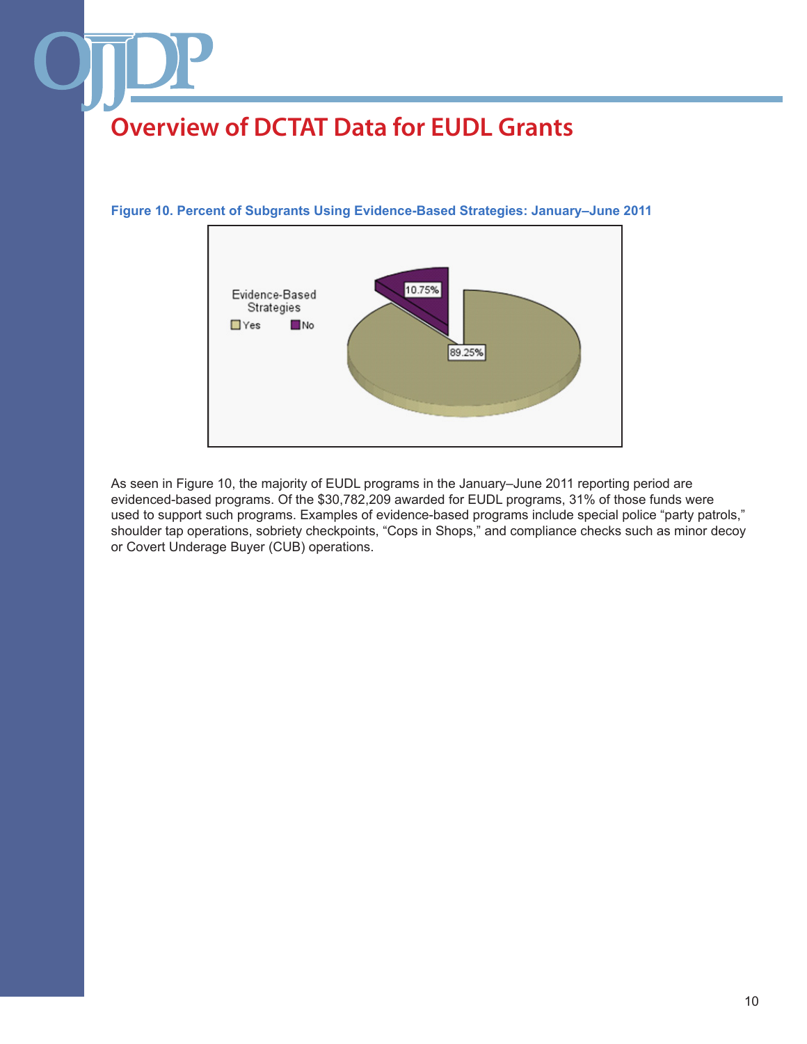# Overview of DCTAT Data for EUDL Grants

**Figure 10. Percent of Subgrants Using Evidence-Based Strategies: January–June 2011**

Evidence-Based Strategies

| Evidence-Based Strategies | Percent |
| --- | --- |
| Yes | 89.25% |
| No | 10.75% |

As seen in Figure 10, the majority of EUDL programs in the January–June 2011 reporting period are evidenced-based programs. Of the $30,782,209 awarded for EUDL programs, 31% of those funds were used to support such programs. Examples of evidence-based programs include special police “party patrols,” shoulder tap operations, sobriety checkpoints, “Cops in Shops,” and compliance checks such as minor decoy or Covert Underage Buyer (CUB) operations.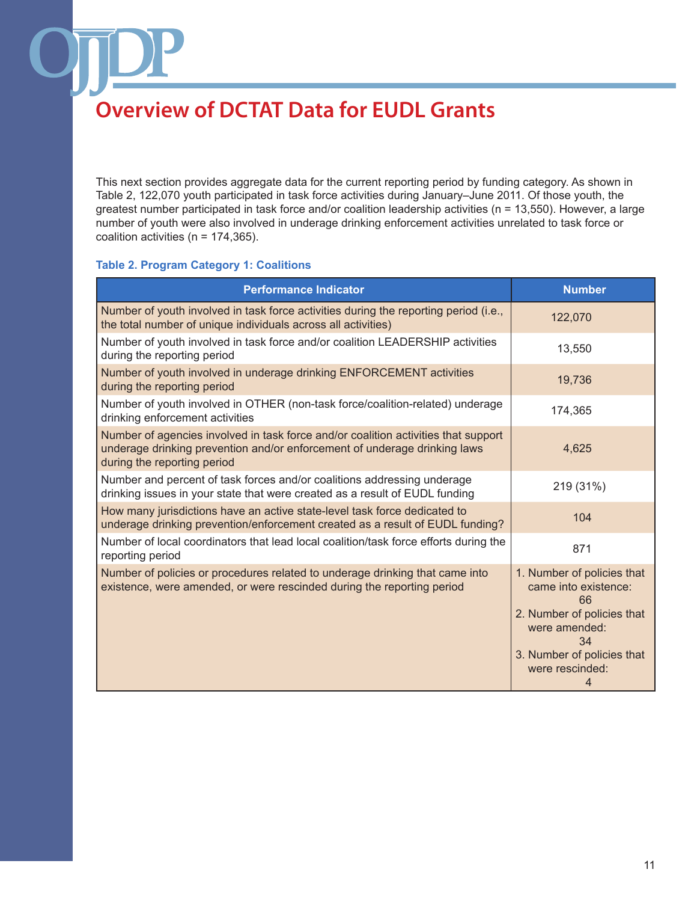# Overview of DCTAT Data for EUDL Grants

This next section provides aggregate data for the current reporting period by funding category. As shown in Table 2, 122,070 youth participated in task force activities during January–June 2011. Of those youth, the greatest number participated in task force and/or coalition leadership activities (n = 13,550). However, a large number of youth were also involved in underage drinking enforcement activities unrelated to task force or coalition activities (n = 174,365).

**Table 2. Program Category 1: Coalitions**

| Performance Indicator | Number |
|---|---|
| Number of youth involved in task force activities during the reporting period (i.e., the total number of unique individuals across all activities) | 122,070 |
| Number of youth involved in task force and/or coalition LEADERSHIP activities during the reporting period | 13,550 |
| Number of youth involved in underage drinking ENFORCEMENT activities during the reporting period | 19,736 |
| Number of youth involved in OTHER (non-task force/coalition-related) underage drinking enforcement activities | 174,365 |
| Number of agencies involved in task force and/or coalition activities that support underage drinking prevention and/or enforcement of underage drinking laws during the reporting period | 4,625 |
| Number and percent of task forces and/or coalitions addressing underage drinking issues in your state that were created as a result of EUDL funding | 219 (31%) |
| How many jurisdictions have an active state-level task force dedicated to underage drinking prevention/enforcement created as a result of EUDL funding? | 104 |
| Number of local coordinators that lead local coalition/task force efforts during the reporting period | 871 |
| Number of policies or procedures related to underage drinking that came into existence, were amended, or were rescinded during the reporting period | 1. Number of policies that came into existence: 66<br>2. Number of policies that were amended: 34<br>3. Number of policies that were rescinded: 4 |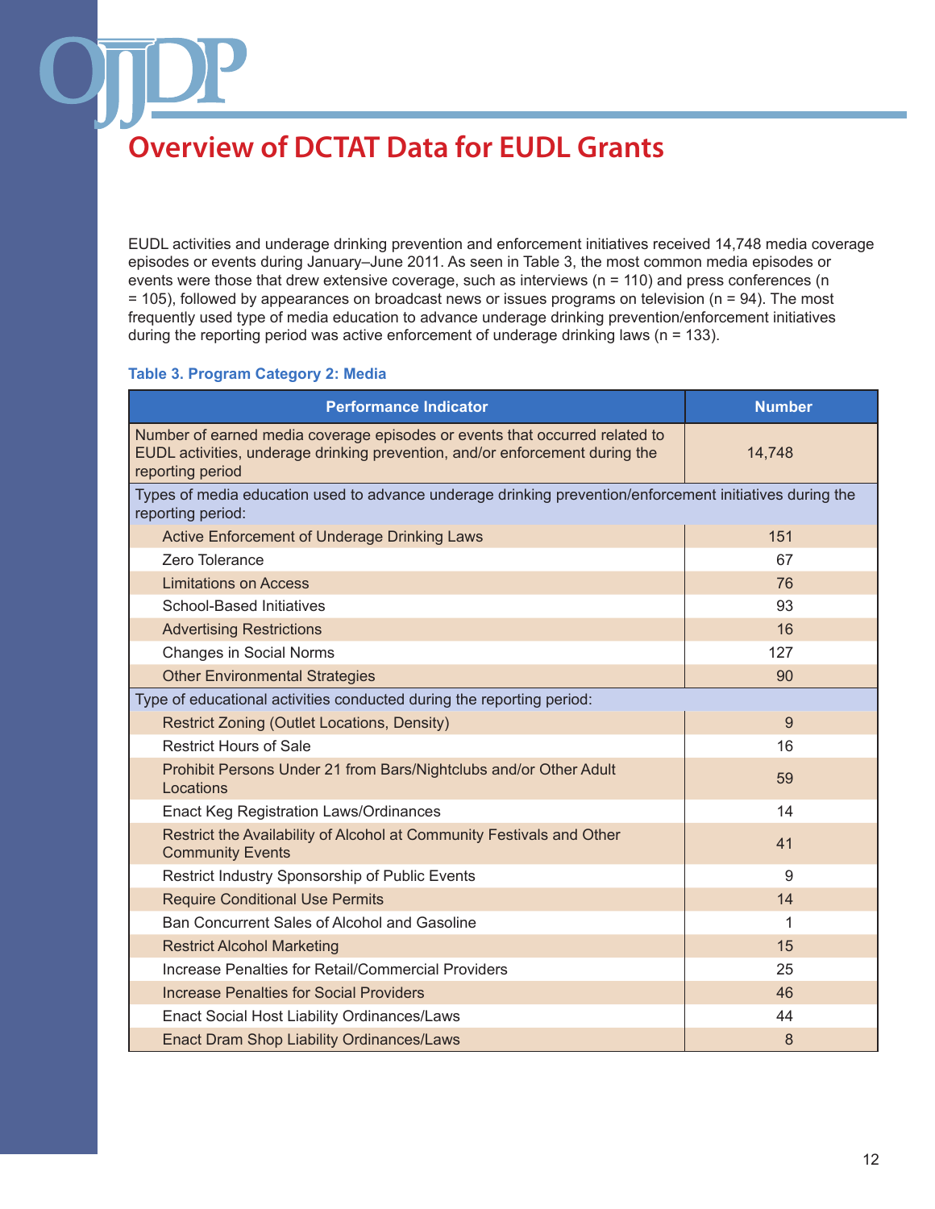# Overview of DCTAT Data for EUDL Grants

EUDL activities and underage drinking prevention and enforcement initiatives received 14,748 media coverage episodes or events during January–June 2011. As seen in Table 3, the most common media episodes or events were those that drew extensive coverage, such as interviews (n = 110) and press conferences (n = 105), followed by appearances on broadcast news or issues programs on television (n = 94). The most frequently used type of media education to advance underage drinking prevention/enforcement initiatives during the reporting period was active enforcement of underage drinking laws (n = 133).

**Table 3. Program Category 2: Media**

| Performance Indicator | Number |
|---|---|
| Number of earned media coverage episodes or events that occurred related to EUDL activities, underage drinking prevention, and/or enforcement during the reporting period | 14,748 |
| Types of media education used to advance underage drinking prevention/enforcement initiatives during the reporting period: | |
| Active Enforcement of Underage Drinking Laws | 151 |
| Zero Tolerance | 67 |
| Limitations on Access | 76 |
| School-Based Initiatives | 93 |
| Advertising Restrictions | 16 |
| Changes in Social Norms | 127 |
| Other Environmental Strategies | 90 |
| Type of educational activities conducted during the reporting period: | |
| Restrict Zoning (Outlet Locations, Density) | 9 |
| Restrict Hours of Sale | 16 |
| Prohibit Persons Under 21 from Bars/Nightclubs and/or Other Adult Locations | 59 |
| Enact Keg Registration Laws/Ordinances | 14 |
| Restrict the Availability of Alcohol at Community Festivals and Other Community Events | 41 |
| Restrict Industry Sponsorship of Public Events | 9 |
| Require Conditional Use Permits | 14 |
| Ban Concurrent Sales of Alcohol and Gasoline | 1 |
| Restrict Alcohol Marketing | 15 |
| Increase Penalties for Retail/Commercial Providers | 25 |
| Increase Penalties for Social Providers | 46 |
| Enact Social Host Liability Ordinances/Laws | 44 |
| Enact Dram Shop Liability Ordinances/Laws | 8 |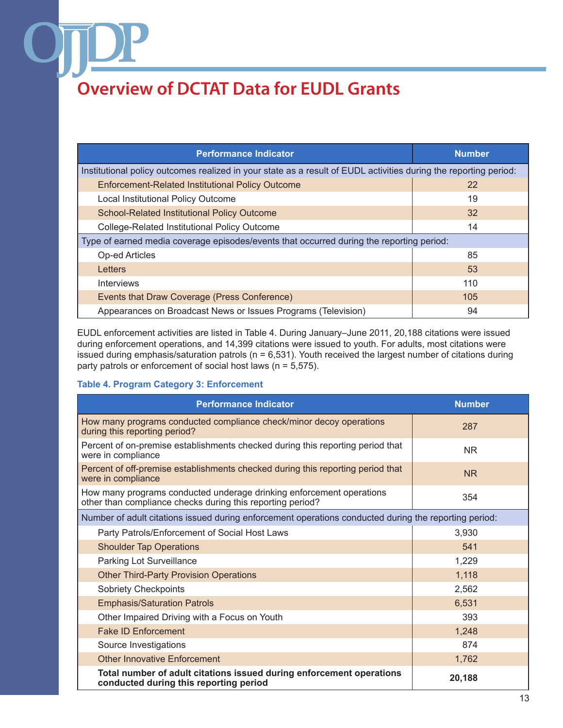# Overview of DCTAT Data for EUDL Grants

| Performance Indicator | Number |
|---|---|
| Institutional policy outcomes realized in your state as a result of EUDL activities during the reporting period: | |
| Enforcement-Related Institutional Policy Outcome | 22 |
| Local Institutional Policy Outcome | 19 |
| School-Related Institutional Policy Outcome | 32 |
| College-Related Institutional Policy Outcome | 14 |
| Type of earned media coverage episodes/events that occurred during the reporting period: | |
| Op-ed Articles | 85 |
| Letters | 53 |
| Interviews | 110 |
| Events that Draw Coverage (Press Conference) | 105 |
| Appearances on Broadcast News or Issues Programs (Television) | 94 |

EUDL enforcement activities are listed in Table 4. During January–June 2011, 20,188 citations were issued during enforcement operations, and 14,399 citations were issued to youth. For adults, most citations were issued during emphasis/saturation patrols (n = 6,531). Youth received the largest number of citations during party patrols or enforcement of social host laws (n = 5,575).

### Table 4. Program Category 3: Enforcement

| Performance Indicator | Number |
|---|---|
| How many programs conducted compliance check/minor decoy operations during this reporting period? | 287 |
| Percent of on-premise establishments checked during this reporting period that were in compliance | NR |
| Percent of off-premise establishments checked during this reporting period that were in compliance | NR |
| How many programs conducted underage drinking enforcement operations other than compliance checks during this reporting period? | 354 |
| Number of adult citations issued during enforcement operations conducted during the reporting period: | |
| Party Patrols/Enforcement of Social Host Laws | 3,930 |
| Shoulder Tap Operations | 541 |
| Parking Lot Surveillance | 1,229 |
| Other Third-Party Provision Operations | 1,118 |
| Sobriety Checkpoints | 2,562 |
| Emphasis/Saturation Patrols | 6,531 |
| Other Impaired Driving with a Focus on Youth | 393 |
| Fake ID Enforcement | 1,248 |
| Source Investigations | 874 |
| Other Innovative Enforcement | 1,762 |
| **Total number of adult citations issued during enforcement operations conducted during this reporting period** | **20,188** |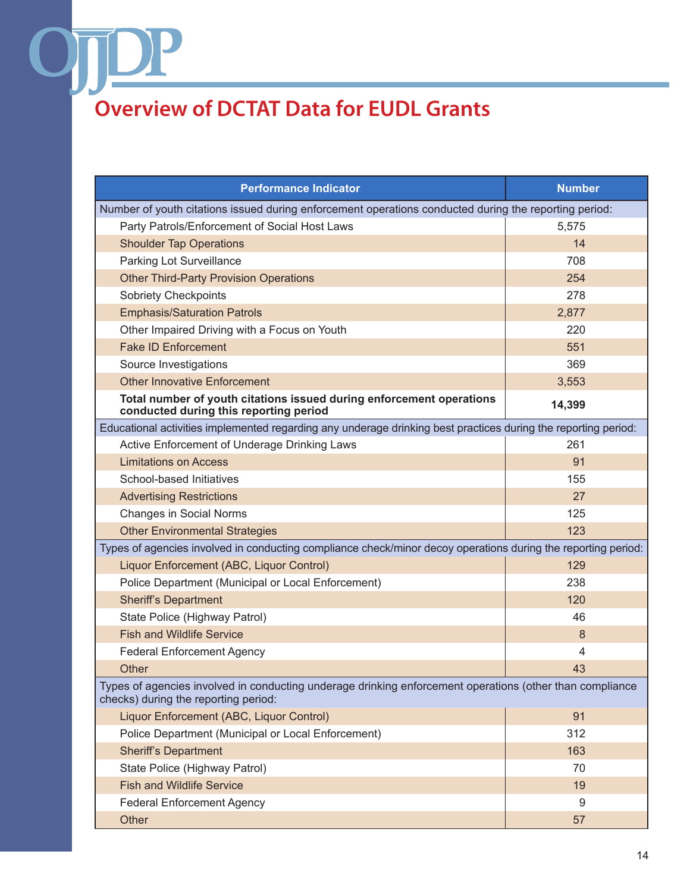## Overview of DCTAT Data for EUDL Grants

| Performance Indicator | Number |
|---|---|
| Number of youth citations issued during enforcement operations conducted during the reporting period: | |
| Party Patrols/Enforcement of Social Host Laws | 5,575 |
| Shoulder Tap Operations | 14 |
| Parking Lot Surveillance | 708 |
| Other Third-Party Provision Operations | 254 |
| Sobriety Checkpoints | 278 |
| Emphasis/Saturation Patrols | 2,877 |
| Other Impaired Driving with a Focus on Youth | 220 |
| Fake ID Enforcement | 551 |
| Source Investigations | 369 |
| Other Innovative Enforcement | 3,553 |
| **Total number of youth citations issued during enforcement operations conducted during this reporting period** | **14,399** |
| Educational activities implemented regarding any underage drinking best practices during the reporting period: | |
| Active Enforcement of Underage Drinking Laws | 261 |
| Limitations on Access | 91 |
| School-based Initiatives | 155 |
| Advertising Restrictions | 27 |
| Changes in Social Norms | 125 |
| Other Environmental Strategies | 123 |
| Types of agencies involved in conducting compliance check/minor decoy operations during the reporting period: | |
| Liquor Enforcement (ABC, Liquor Control) | 129 |
| Police Department (Municipal or Local Enforcement) | 238 |
| Sheriff's Department | 120 |
| State Police (Highway Patrol) | 46 |
| Fish and Wildlife Service | 8 |
| Federal Enforcement Agency | 4 |
| Other | 43 |
| Types of agencies involved in conducting underage drinking enforcement operations (other than compliance checks) during the reporting period: | |
| Liquor Enforcement (ABC, Liquor Control) | 91 |
| Police Department (Municipal or Local Enforcement) | 312 |
| Sheriff's Department | 163 |
| State Police (Highway Patrol) | 70 |
| Fish and Wildlife Service | 19 |
| Federal Enforcement Agency | 9 |
| Other | 57 |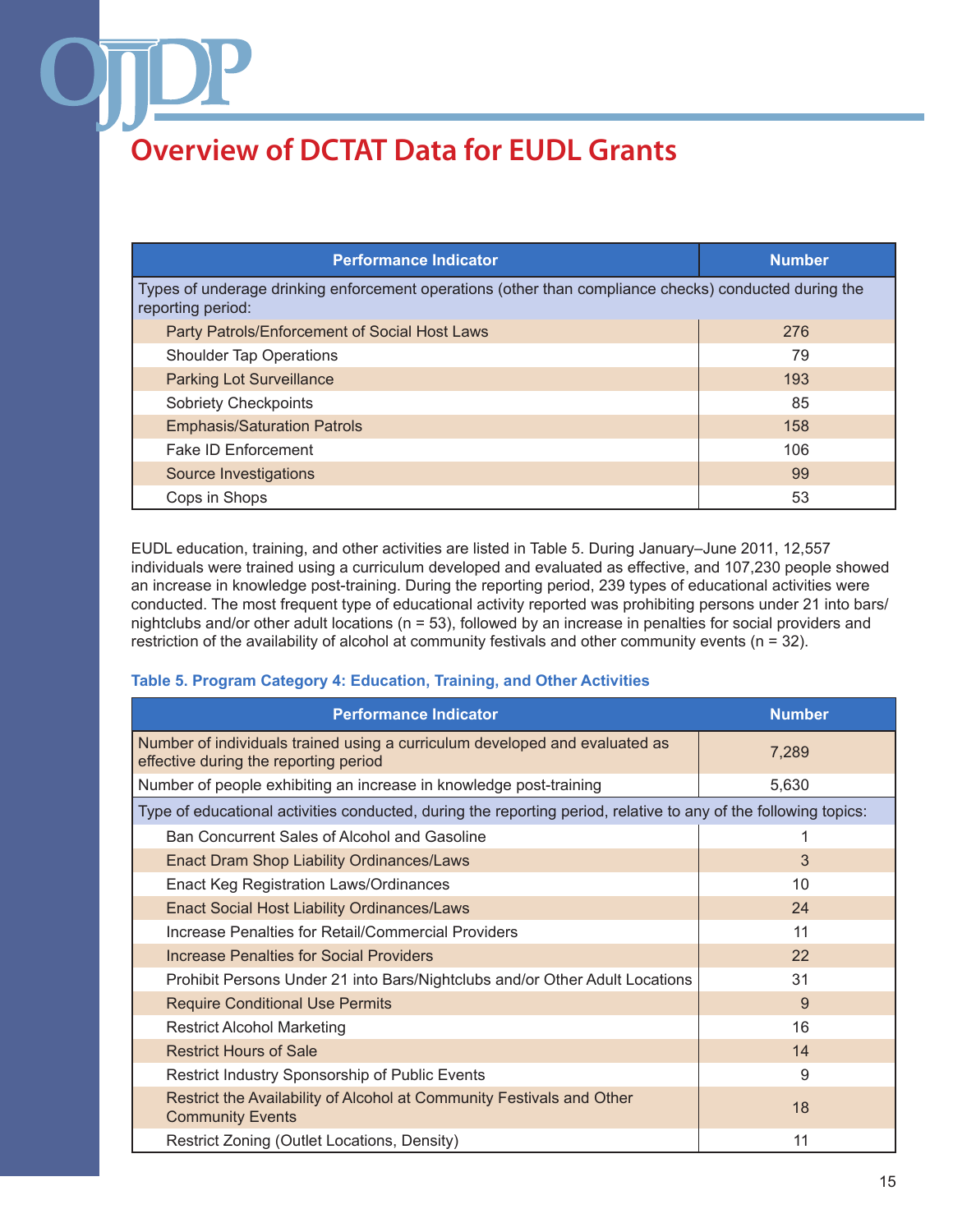# Overview of DCTAT Data for EUDL Grants

| Performance Indicator | Number |
|---|---|
| Types of underage drinking enforcement operations (other than compliance checks) conducted during the reporting period: | |
| Party Patrols/Enforcement of Social Host Laws | 276 |
| Shoulder Tap Operations | 79 |
| Parking Lot Surveillance | 193 |
| Sobriety Checkpoints | 85 |
| Emphasis/Saturation Patrols | 158 |
| Fake ID Enforcement | 106 |
| Source Investigations | 99 |
| Cops in Shops | 53 |

EUDL education, training, and other activities are listed in Table 5. During January–June 2011, 12,557 individuals were trained using a curriculum developed and evaluated as effective, and 107,230 people showed an increase in knowledge post-training. During the reporting period, 239 types of educational activities were conducted. The most frequent type of educational activity reported was prohibiting persons under 21 into bars/nightclubs and/or other adult locations (n = 53), followed by an increase in penalties for social providers and restriction of the availability of alcohol at community festivals and other community events (n = 32).

**Table 5. Program Category 4: Education, Training, and Other Activities**

| Performance Indicator | Number |
|---|---|
| Number of individuals trained using a curriculum developed and evaluated as effective during the reporting period | 7,289 |
| Number of people exhibiting an increase in knowledge post-training | 5,630 |
| Type of educational activities conducted, during the reporting period, relative to any of the following topics: | |
| Ban Concurrent Sales of Alcohol and Gasoline | 1 |
| Enact Dram Shop Liability Ordinances/Laws | 3 |
| Enact Keg Registration Laws/Ordinances | 10 |
| Enact Social Host Liability Ordinances/Laws | 24 |
| Increase Penalties for Retail/Commercial Providers | 11 |
| Increase Penalties for Social Providers | 22 |
| Prohibit Persons Under 21 into Bars/Nightclubs and/or Other Adult Locations | 31 |
| Require Conditional Use Permits | 9 |
| Restrict Alcohol Marketing | 16 |
| Restrict Hours of Sale | 14 |
| Restrict Industry Sponsorship of Public Events | 9 |
| Restrict the Availability of Alcohol at Community Festivals and Other Community Events | 18 |
| Restrict Zoning (Outlet Locations, Density) | 11 |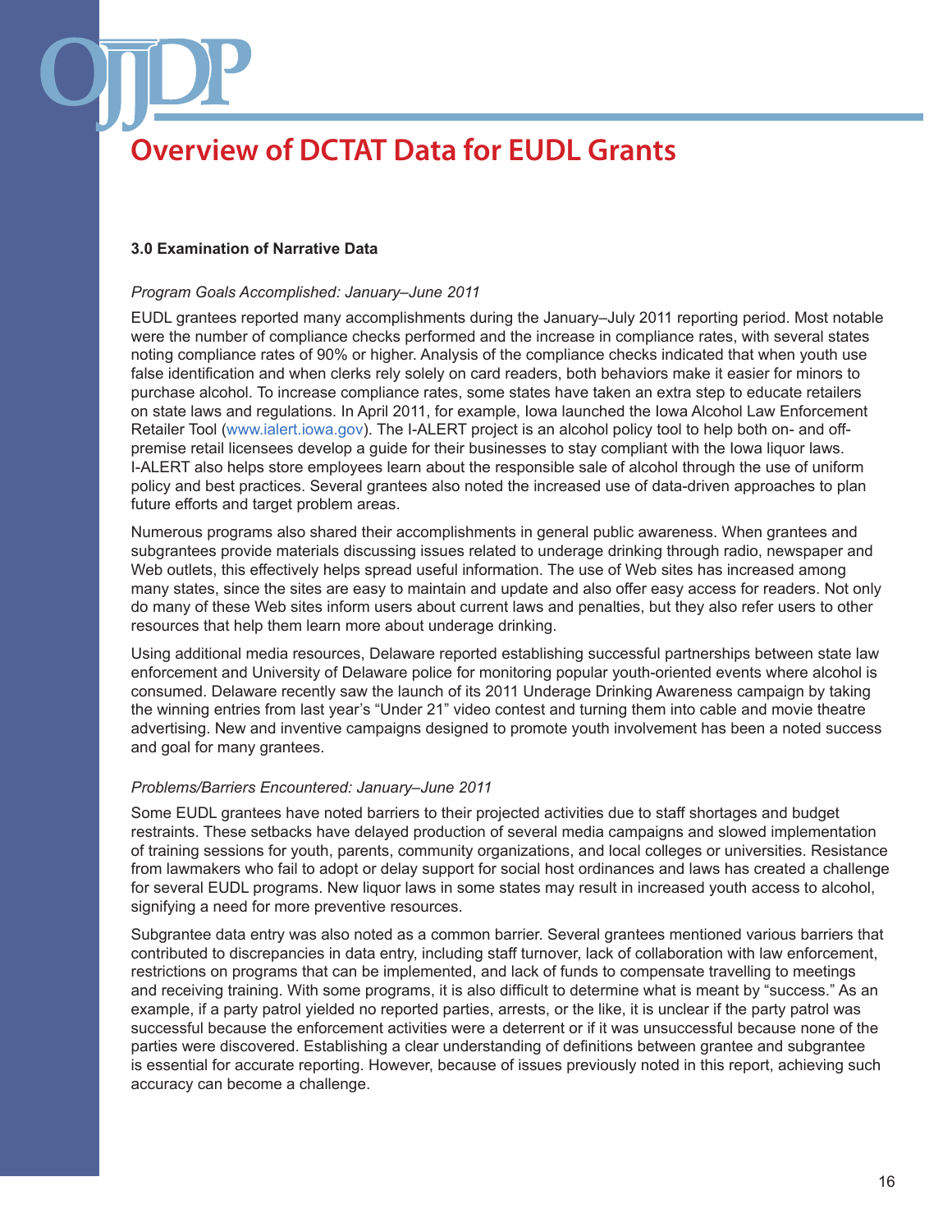# Overview of DCTAT Data for EUDL Grants

### 3.0 Examination of Narrative Data

*Program Goals Accomplished: January–June 2011*

EUDL grantees reported many accomplishments during the January–July 2011 reporting period. Most notable were the number of compliance checks performed and the increase in compliance rates, with several states noting compliance rates of 90% or higher. Analysis of the compliance checks indicated that when youth use false identification and when clerks rely solely on card readers, both behaviors make it easier for minors to purchase alcohol. To increase compliance rates, some states have taken an extra step to educate retailers on state laws and regulations. In April 2011, for example, Iowa launched the Iowa Alcohol Law Enforcement Retailer Tool (www.ialert.iowa.gov). The I-ALERT project is an alcohol policy tool to help both on- and off-premise retail licensees develop a guide for their businesses to stay compliant with the Iowa liquor laws. I-ALERT also helps store employees learn about the responsible sale of alcohol through the use of uniform policy and best practices. Several grantees also noted the increased use of data-driven approaches to plan future efforts and target problem areas.

Numerous programs also shared their accomplishments in general public awareness. When grantees and subgrantees provide materials discussing issues related to underage drinking through radio, newspaper and Web outlets, this effectively helps spread useful information. The use of Web sites has increased among many states, since the sites are easy to maintain and update and also offer easy access for readers. Not only do many of these Web sites inform users about current laws and penalties, but they also refer users to other resources that help them learn more about underage drinking.

Using additional media resources, Delaware reported establishing successful partnerships between state law enforcement and University of Delaware police for monitoring popular youth-oriented events where alcohol is consumed. Delaware recently saw the launch of its 2011 Underage Drinking Awareness campaign by taking the winning entries from last year's "Under 21" video contest and turning them into cable and movie theatre advertising. New and inventive campaigns designed to promote youth involvement has been a noted success and goal for many grantees.

*Problems/Barriers Encountered: January–June 2011*

Some EUDL grantees have noted barriers to their projected activities due to staff shortages and budget restraints. These setbacks have delayed production of several media campaigns and slowed implementation of training sessions for youth, parents, community organizations, and local colleges or universities. Resistance from lawmakers who fail to adopt or delay support for social host ordinances and laws has created a challenge for several EUDL programs. New liquor laws in some states may result in increased youth access to alcohol, signifying a need for more preventive resources.

Subgrantee data entry was also noted as a common barrier. Several grantees mentioned various barriers that contributed to discrepancies in data entry, including staff turnover, lack of collaboration with law enforcement, restrictions on programs that can be implemented, and lack of funds to compensate travelling to meetings and receiving training. With some programs, it is also difficult to determine what is meant by "success." As an example, if a party patrol yielded no reported parties, arrests, or the like, it is unclear if the party patrol was successful because the enforcement activities were a deterrent or if it was unsuccessful because none of the parties were discovered. Establishing a clear understanding of definitions between grantee and subgrantee is essential for accurate reporting. However, because of issues previously noted in this report, achieving such accuracy can become a challenge.